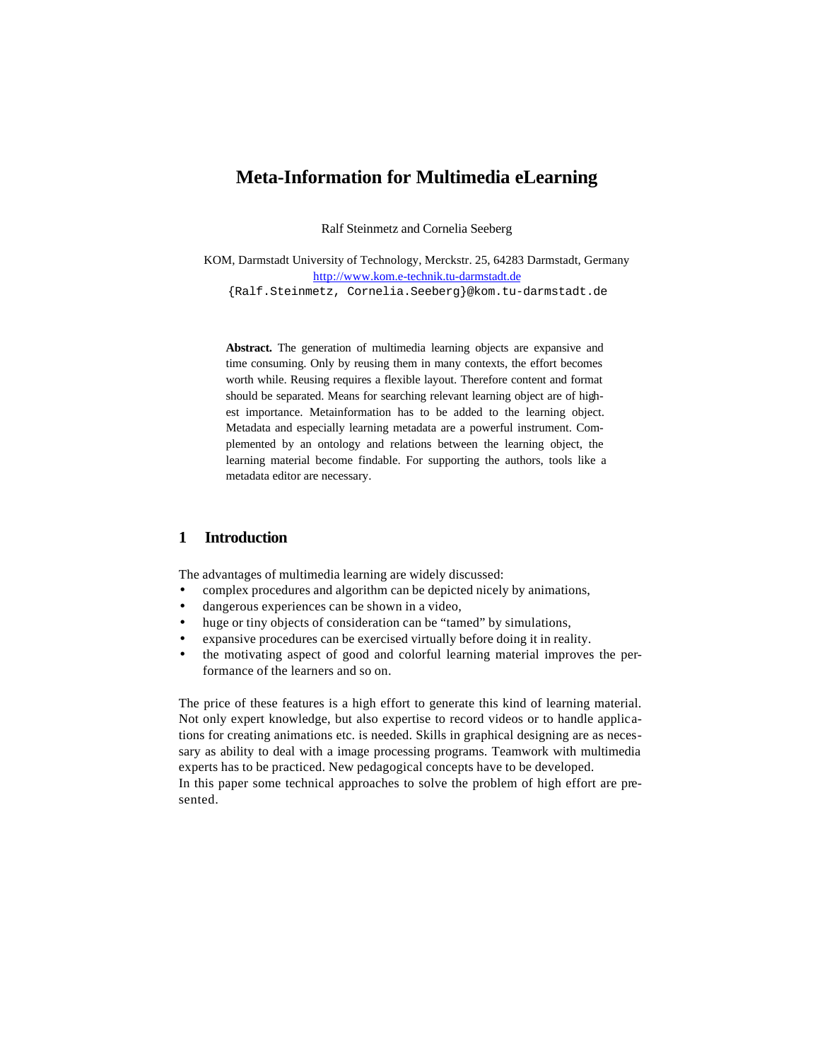# Meta-Information for Multimedia eLearning

Ralf Steinmetz and Cornelia Seeberg

KOM, Darmstadt University of Technology, Merckstr. 25, 64283 Darmstadt, Germany
http://www.kom.e-technik.tu-darmstadt.de
{Ralf.Steinmetz, Cornelia.Seeberg}@kom.tu-darmstadt.de

**Abstract.** The generation of multimedia learning objects are expansive and time consuming. Only by reusing them in many contexts, the effort becomes worth while. Reusing requires a flexible layout. Therefore content and format should be separated. Means for searching relevant learning object are of highest importance. Metainformation has to be added to the learning object. Metadata and especially learning metadata are a powerful instrument. Complemented by an ontology and relations between the learning object, the learning material become findable. For supporting the authors, tools like a metadata editor are necessary.

## 1 Introduction

The advantages of multimedia learning are widely discussed:

- complex procedures and algorithm can be depicted nicely by animations,
- dangerous experiences can be shown in a video,
- huge or tiny objects of consideration can be "tamed" by simulations,
- expansive procedures can be exercised virtually before doing it in reality.
- the motivating aspect of good and colorful learning material improves the performance of the learners and so on.

The price of these features is a high effort to generate this kind of learning material. Not only expert knowledge, but also expertise to record videos or to handle applications for creating animations etc. is needed. Skills in graphical designing are as necessary as ability to deal with a image processing programs. Teamwork with multimedia experts has to be practiced. New pedagogical concepts have to be developed.
In this paper some technical approaches to solve the problem of high effort are presented.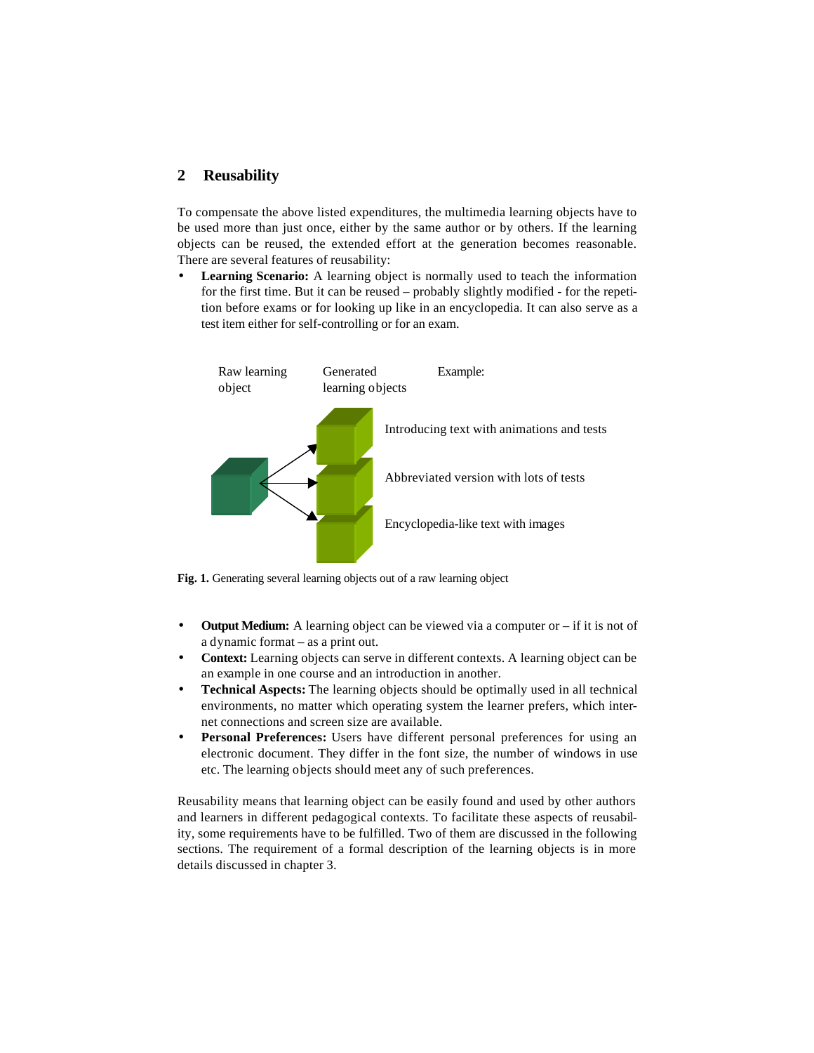## 2 Reusability

To compensate the above listed expenditures, the multimedia learning objects have to be used more than just once, either by the same author or by others. If the learning objects can be reused, the extended effort at the generation becomes reasonable. There are several features of reusability:

- **Learning Scenario:** A learning object is normally used to teach the information for the first time. But it can be reused – probably slightly modified - for the repetition before exams or for looking up like in an encyclopedia. It can also serve as a test item either for self-controlling or for an exam.

Raw learning object — Generated learning objects — Example:

- Introducing text with animations and tests
- Abbreviated version with lots of tests
- Encyclopedia-like text with images

**Fig. 1.** Generating several learning objects out of a raw learning object

- **Output Medium:** A learning object can be viewed via a computer or – if it is not of a dynamic format – as a print out.
- **Context:** Learning objects can serve in different contexts. A learning object can be an example in one course and an introduction in another.
- **Technical Aspects:** The learning objects should be optimally used in all technical environments, no matter which operating system the learner prefers, which internet connections and screen size are available.
- **Personal Preferences:** Users have different personal preferences for using an electronic document. They differ in the font size, the number of windows in use etc. The learning objects should meet any of such preferences.

Reusability means that learning object can be easily found and used by other authors and learners in different pedagogical contexts. To facilitate these aspects of reusability, some requirements have to be fulfilled. Two of them are discussed in the following sections. The requirement of a formal description of the learning objects is in more details discussed in chapter 3.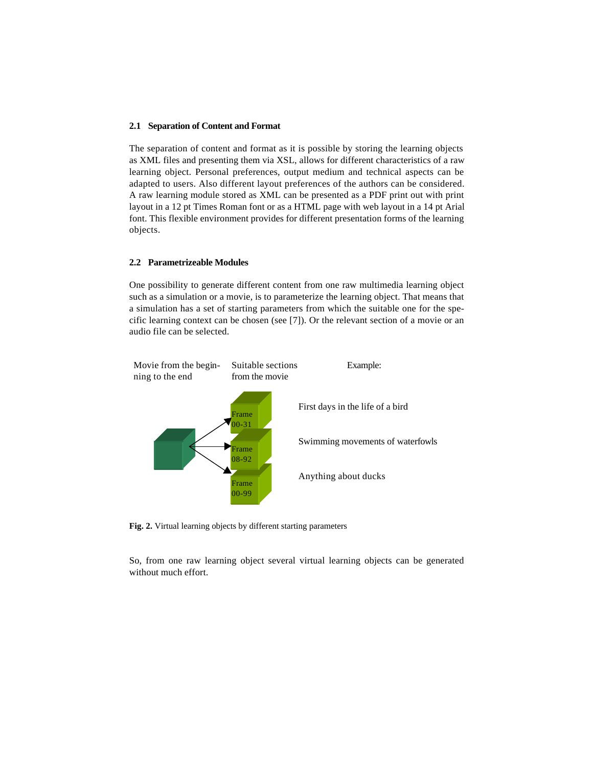### 2.1 Separation of Content and Format

The separation of content and format as it is possible by storing the learning objects as XML files and presenting them via XSL, allows for different characteristics of a raw learning object. Personal preferences, output medium and technical aspects can be adapted to users. Also different layout preferences of the authors can be considered. A raw learning module stored as XML can be presented as a PDF print out with print layout in a 12 pt Times Roman font or as a HTML page with web layout in a 14 pt Arial font. This flexible environment provides for different presentation forms of the learning objects.

### 2.2 Parametrizeable Modules

One possibility to generate different content from one raw multimedia learning object such as a simulation or a movie, is to parameterize the learning object. That means that a simulation has a set of starting parameters from which the suitable one for the specific learning context can be chosen (see [7]). Or the relevant section of a movie or an audio file can be selected.

Movie from the beginning to the end | Suitable sections from the movie | Example:

Frame 00-31 — First days in the life of a bird

Frame 08-92 — Swimming movements of waterfowls

Frame 00-99 — Anything about ducks

**Fig. 2.** Virtual learning objects by different starting parameters

So, from one raw learning object several virtual learning objects can be generated without much effort.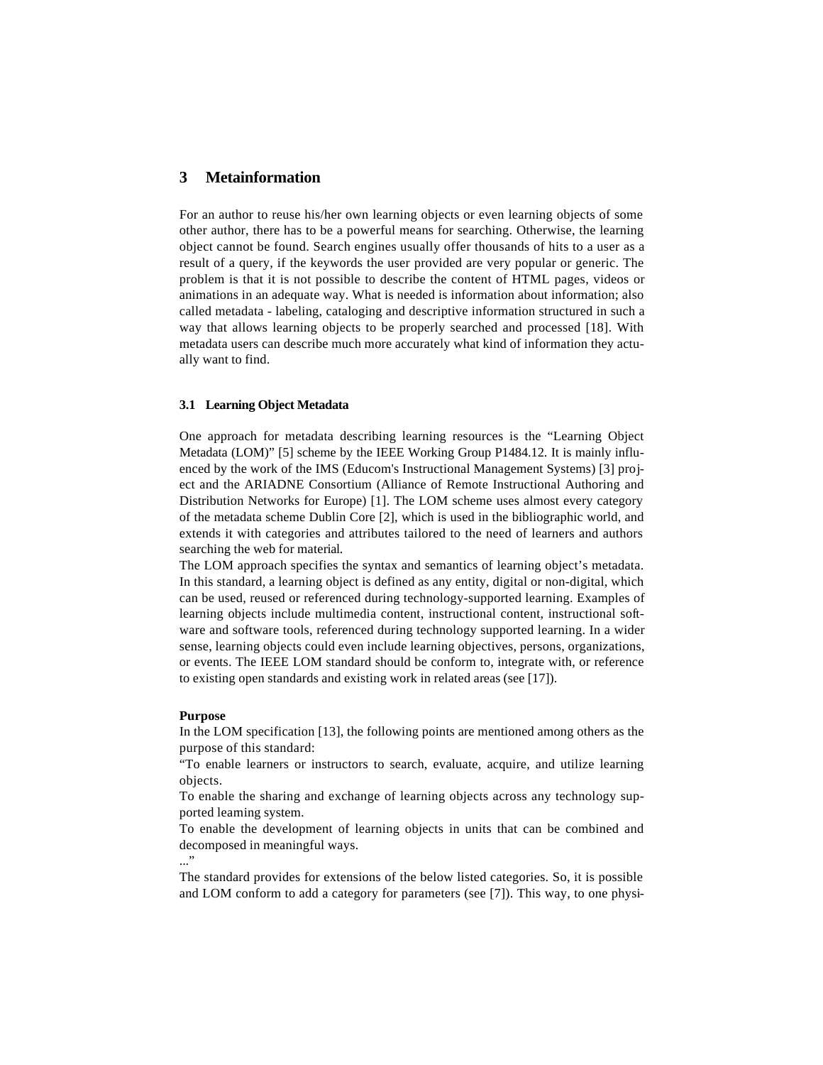## 3 Metainformation

For an author to reuse his/her own learning objects or even learning objects of some other author, there has to be a powerful means for searching. Otherwise, the learning object cannot be found. Search engines usually offer thousands of hits to a user as a result of a query, if the keywords the user provided are very popular or generic. The problem is that it is not possible to describe the content of HTML pages, videos or animations in an adequate way. What is needed is information about information; also called metadata - labeling, cataloging and descriptive information structured in such a way that allows learning objects to be properly searched and processed [18]. With metadata users can describe much more accurately what kind of information they actually want to find.

### 3.1 Learning Object Metadata

One approach for metadata describing learning resources is the "Learning Object Metadata (LOM)" [5] scheme by the IEEE Working Group P1484.12. It is mainly influenced by the work of the IMS (Educom's Instructional Management Systems) [3] project and the ARIADNE Consortium (Alliance of Remote Instructional Authoring and Distribution Networks for Europe) [1]. The LOM scheme uses almost every category of the metadata scheme Dublin Core [2], which is used in the bibliographic world, and extends it with categories and attributes tailored to the need of learners and authors searching the web for material.

The LOM approach specifies the syntax and semantics of learning object's metadata. In this standard, a learning object is defined as any entity, digital or non-digital, which can be used, reused or referenced during technology-supported learning. Examples of learning objects include multimedia content, instructional content, instructional software and software tools, referenced during technology supported learning. In a wider sense, learning objects could even include learning objectives, persons, organizations, or events. The IEEE LOM standard should be conform to, integrate with, or reference to existing open standards and existing work in related areas (see [17]).

**Purpose**

In the LOM specification [13], the following points are mentioned among others as the purpose of this standard:

"To enable learners or instructors to search, evaluate, acquire, and utilize learning objects.

To enable the sharing and exchange of learning objects across any technology supported learning system.

To enable the development of learning objects in units that can be combined and decomposed in meaningful ways.

..."

The standard provides for extensions of the below listed categories. So, it is possible and LOM conform to add a category for parameters (see [7]). This way, to one physi-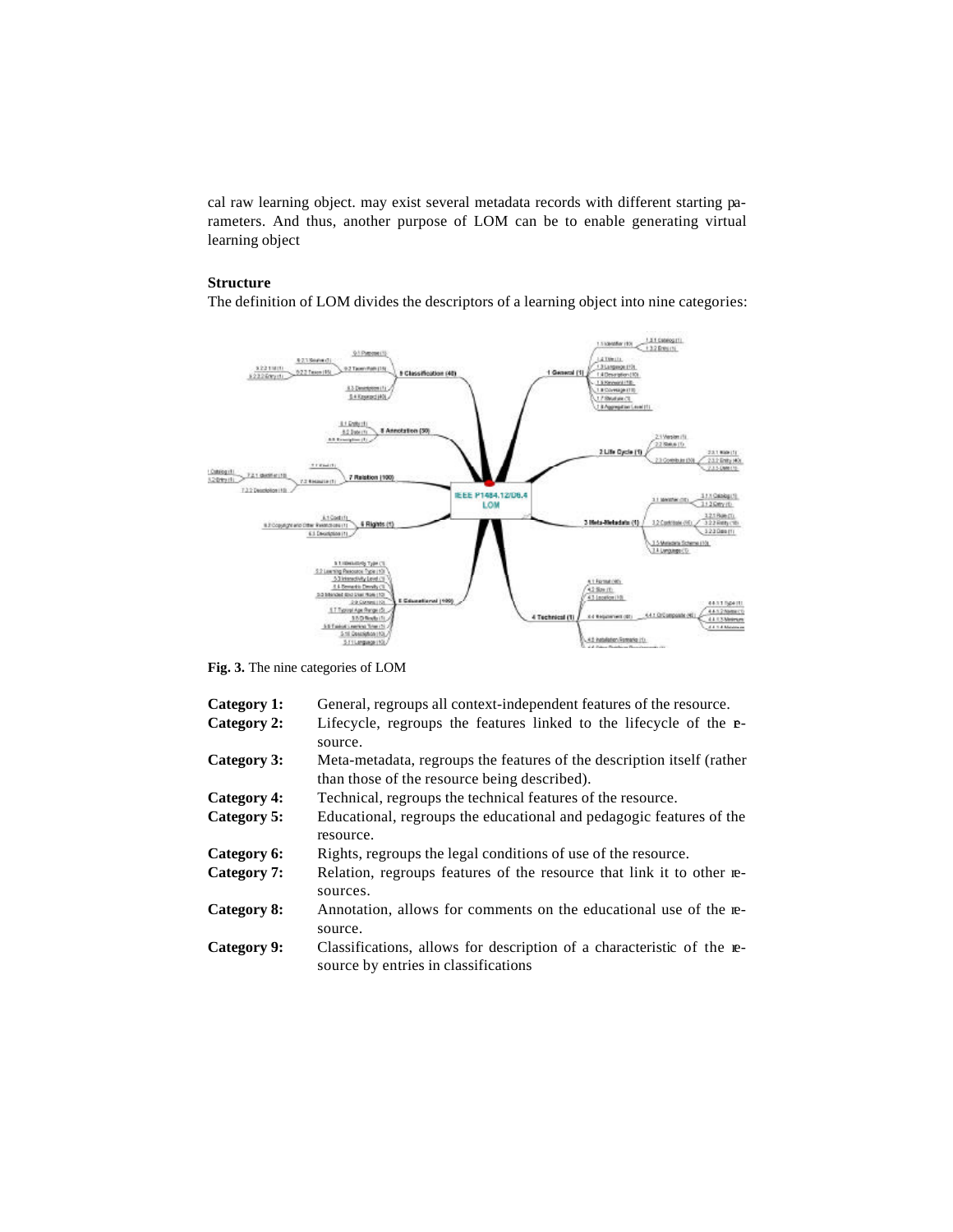cal raw learning object. may exist several metadata records with different starting parameters. And thus, another purpose of LOM can be to enable generating virtual learning object

**Structure**

The definition of LOM divides the descriptors of a learning object into nine categories:

**Fig. 3.** The nine categories of LOM

**Category 1:** General, regroups all context-independent features of the resource.

**Category 2:** Lifecycle, regroups the features linked to the lifecycle of the resource.

**Category 3:** Meta-metadata, regroups the features of the description itself (rather than those of the resource being described).

**Category 4:** Technical, regroups the technical features of the resource.

**Category 5:** Educational, regroups the educational and pedagogic features of the resource.

**Category 6:** Rights, regroups the legal conditions of use of the resource.

**Category 7:** Relation, regroups features of the resource that link it to other resources.

**Category 8:** Annotation, allows for comments on the educational use of the resource.

**Category 9:** Classifications, allows for description of a characteristic of the resource by entries in classifications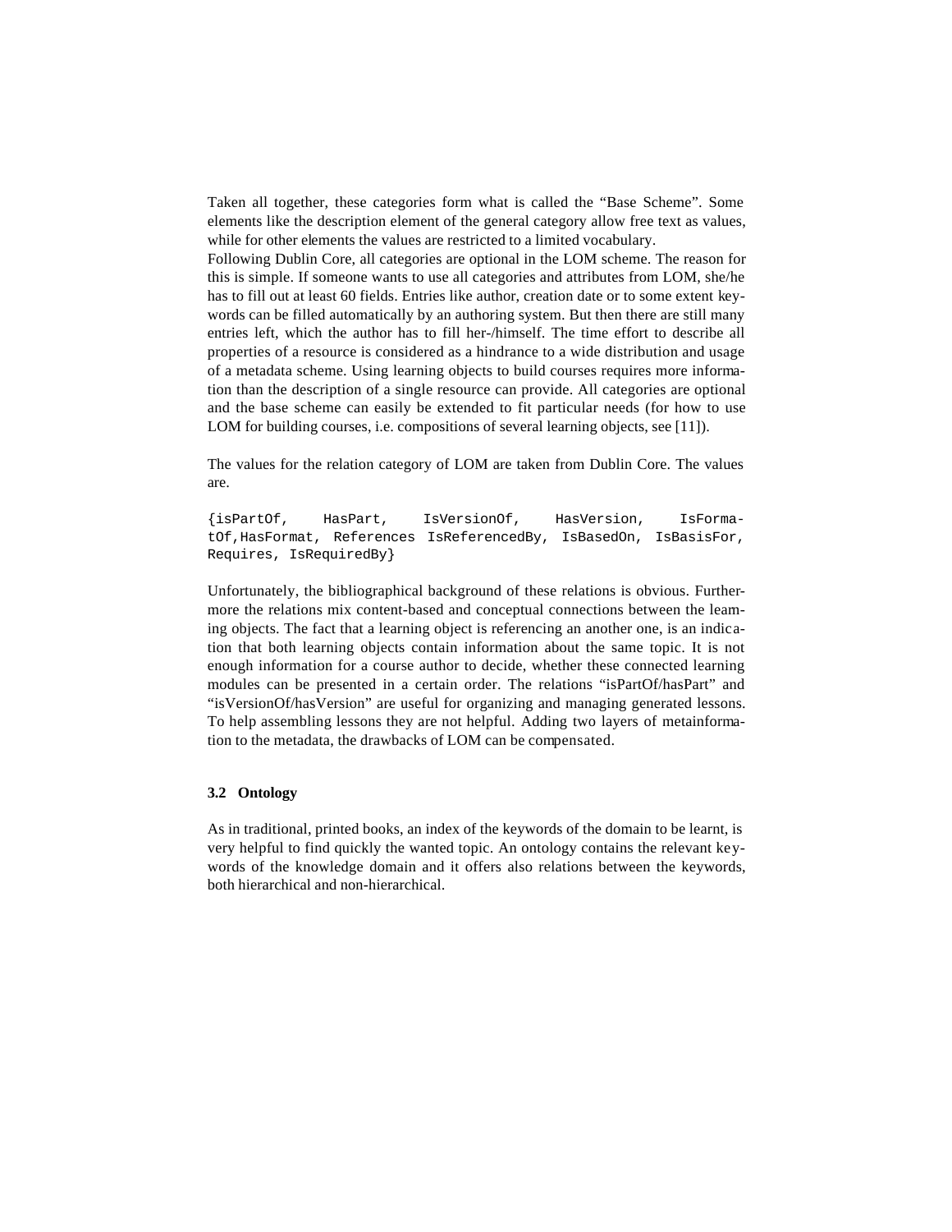Taken all together, these categories form what is called the "Base Scheme". Some elements like the description element of the general category allow free text as values, while for other elements the values are restricted to a limited vocabulary.

Following Dublin Core, all categories are optional in the LOM scheme. The reason for this is simple. If someone wants to use all categories and attributes from LOM, she/he has to fill out at least 60 fields. Entries like author, creation date or to some extent keywords can be filled automatically by an authoring system. But then there are still many entries left, which the author has to fill her-/himself. The time effort to describe all properties of a resource is considered as a hindrance to a wide distribution and usage of a metadata scheme. Using learning objects to build courses requires more information than the description of a single resource can provide. All categories are optional and the base scheme can easily be extended to fit particular needs (for how to use LOM for building courses, i.e. compositions of several learning objects, see [11]).

The values for the relation category of LOM are taken from Dublin Core. The values are.

```
{isPartOf,    HasPart,    IsVersionOf,    HasVersion,    IsFormatOf,HasFormat, References IsReferencedBy, IsBasedOn, IsBasisFor, Requires, IsRequiredBy}
```

Unfortunately, the bibliographical background of these relations is obvious. Furthermore the relations mix content-based and conceptual connections between the learning objects. The fact that a learning object is referencing an another one, is an indication that both learning objects contain information about the same topic. It is not enough information for a course author to decide, whether these connected learning modules can be presented in a certain order. The relations "isPartOf/hasPart" and "isVersionOf/hasVersion" are useful for organizing and managing generated lessons. To help assembling lessons they are not helpful. Adding two layers of metainformation to the metadata, the drawbacks of LOM can be compensated.

### 3.2 Ontology

As in traditional, printed books, an index of the keywords of the domain to be learnt, is very helpful to find quickly the wanted topic. An ontology contains the relevant keywords of the knowledge domain and it offers also relations between the keywords, both hierarchical and non-hierarchical.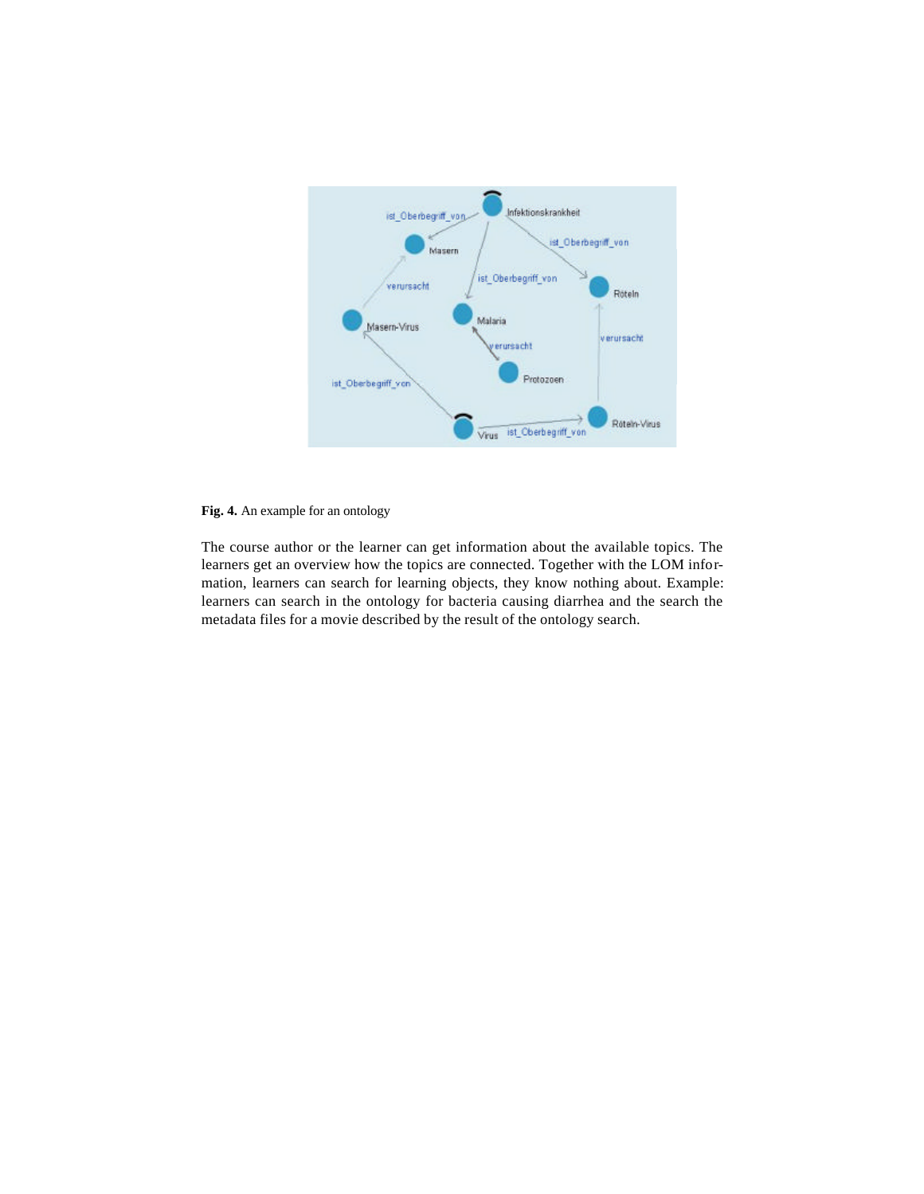Fig. 4. An example for an ontology

The course author or the learner can get information about the available topics. The learners get an overview how the topics are connected. Together with the LOM information, learners can search for learning objects, they know nothing about. Example: learners can search in the ontology for bacteria causing diarrhea and the search the metadata files for a movie described by the result of the ontology search.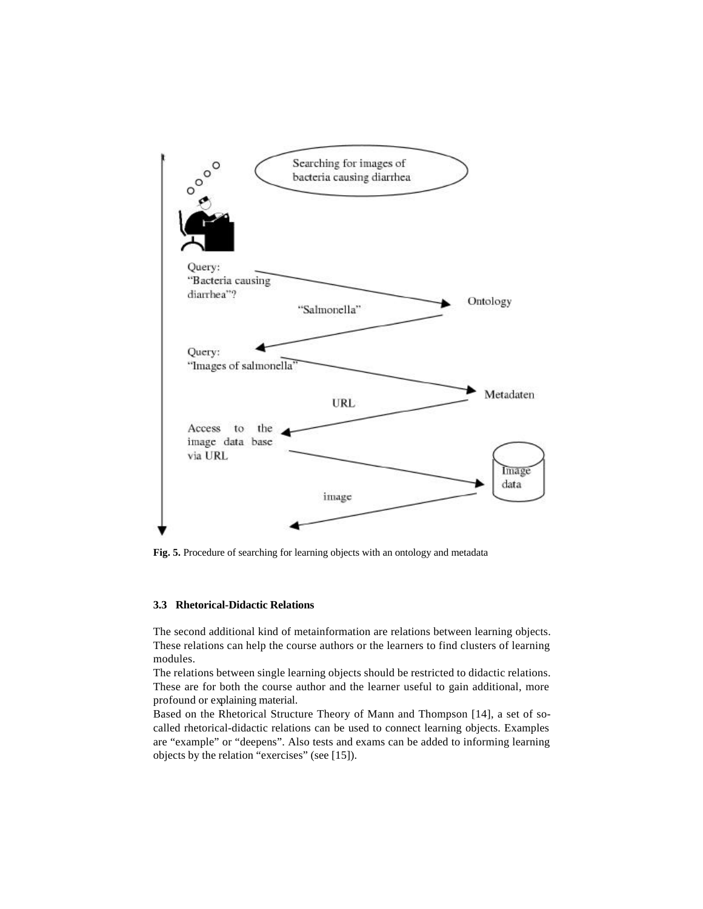Fig. 5. Procedure of searching for learning objects with an ontology and metadata

### 3.3 Rhetorical-Didactic Relations

The second additional kind of metainformation are relations between learning objects. These relations can help the course authors or the learners to find clusters of learning modules.

The relations between single learning objects should be restricted to didactic relations. These are for both the course author and the learner useful to gain additional, more profound or explaining material.

Based on the Rhetorical Structure Theory of Mann and Thompson [14], a set of so-called rhetorical-didactic relations can be used to connect learning objects. Examples are "example" or "deepens". Also tests and exams can be added to informing learning objects by the relation "exercises" (see [15]).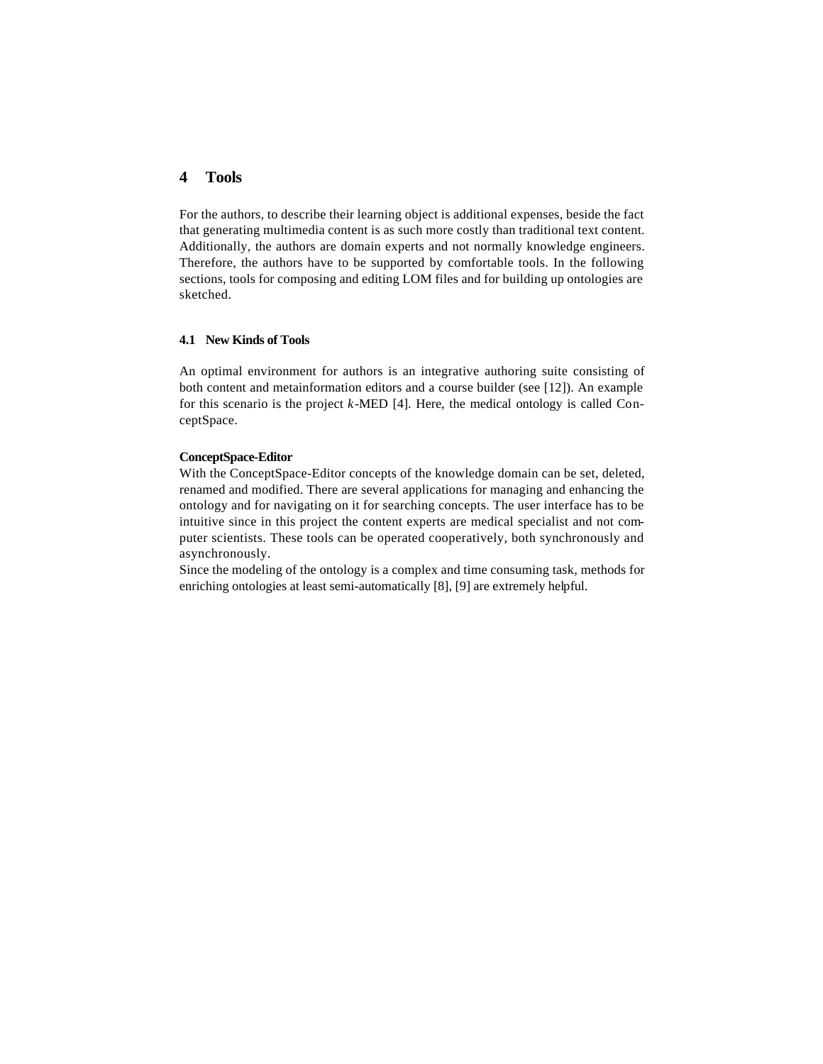# 4 Tools

For the authors, to describe their learning object is additional expenses, beside the fact that generating multimedia content is as such more costly than traditional text content. Additionally, the authors are domain experts and not normally knowledge engineers. Therefore, the authors have to be supported by comfortable tools. In the following sections, tools for composing and editing LOM files and for building up ontologies are sketched.

## 4.1 New Kinds of Tools

An optimal environment for authors is an integrative authoring suite consisting of both content and metainformation editors and a course builder (see [12]). An example for this scenario is the project *k*-MED [4]. Here, the medical ontology is called ConceptSpace.

**ConceptSpace-Editor**

With the ConceptSpace-Editor concepts of the knowledge domain can be set, deleted, renamed and modified. There are several applications for managing and enhancing the ontology and for navigating on it for searching concepts. The user interface has to be intuitive since in this project the content experts are medical specialist and not computer scientists. These tools can be operated cooperatively, both synchronously and asynchronously.

Since the modeling of the ontology is a complex and time consuming task, methods for enriching ontologies at least semi-automatically [8], [9] are extremely helpful.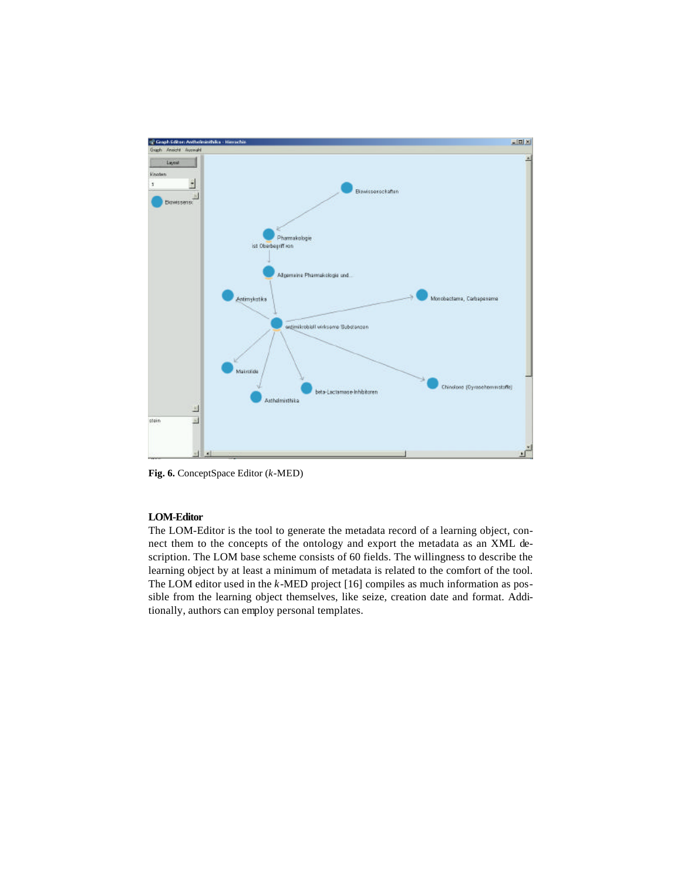**Fig. 6.** ConceptSpace Editor (*k*-MED)

### LOM-Editor

The LOM-Editor is the tool to generate the metadata record of a learning object, connect them to the concepts of the ontology and export the metadata as an XML description. The LOM base scheme consists of 60 fields. The willingness to describe the learning object by at least a minimum of metadata is related to the comfort of the tool. The LOM editor used in the *k*-MED project [16] compiles as much information as possible from the learning object themselves, like seize, creation date and format. Additionally, authors can employ personal templates.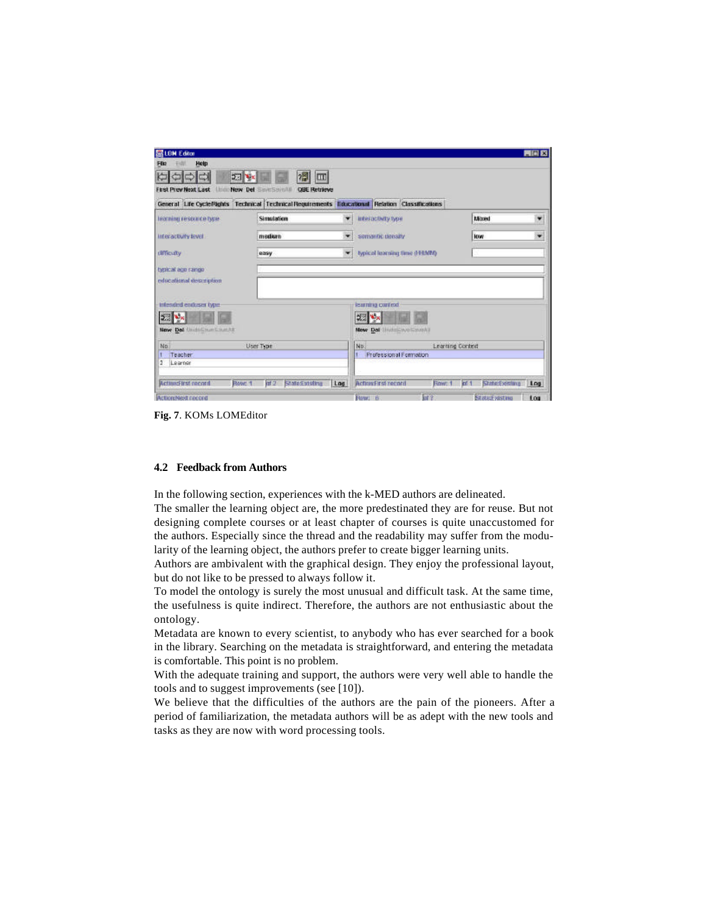Fig. 7. KOMs LOMEditor

### 4.2 Feedback from Authors

In the following section, experiences with the k-MED authors are delineated.

The smaller the learning object are, the more predestinated they are for reuse. But not designing complete courses or at least chapter of courses is quite unaccustomed for the authors. Especially since the thread and the readability may suffer from the modularity of the learning object, the authors prefer to create bigger learning units.

Authors are ambivalent with the graphical design. They enjoy the professional layout, but do not like to be pressed to always follow it.

To model the ontology is surely the most unusual and difficult task. At the same time, the usefulness is quite indirect. Therefore, the authors are not enthusiastic about the ontology.

Metadata are known to every scientist, to anybody who has ever searched for a book in the library. Searching on the metadata is straightforward, and entering the metadata is comfortable. This point is no problem.

With the adequate training and support, the authors were very well able to handle the tools and to suggest improvements (see [10]).

We believe that the difficulties of the authors are the pain of the pioneers. After a period of familiarization, the metadata authors will be as adept with the new tools and tasks as they are now with word processing tools.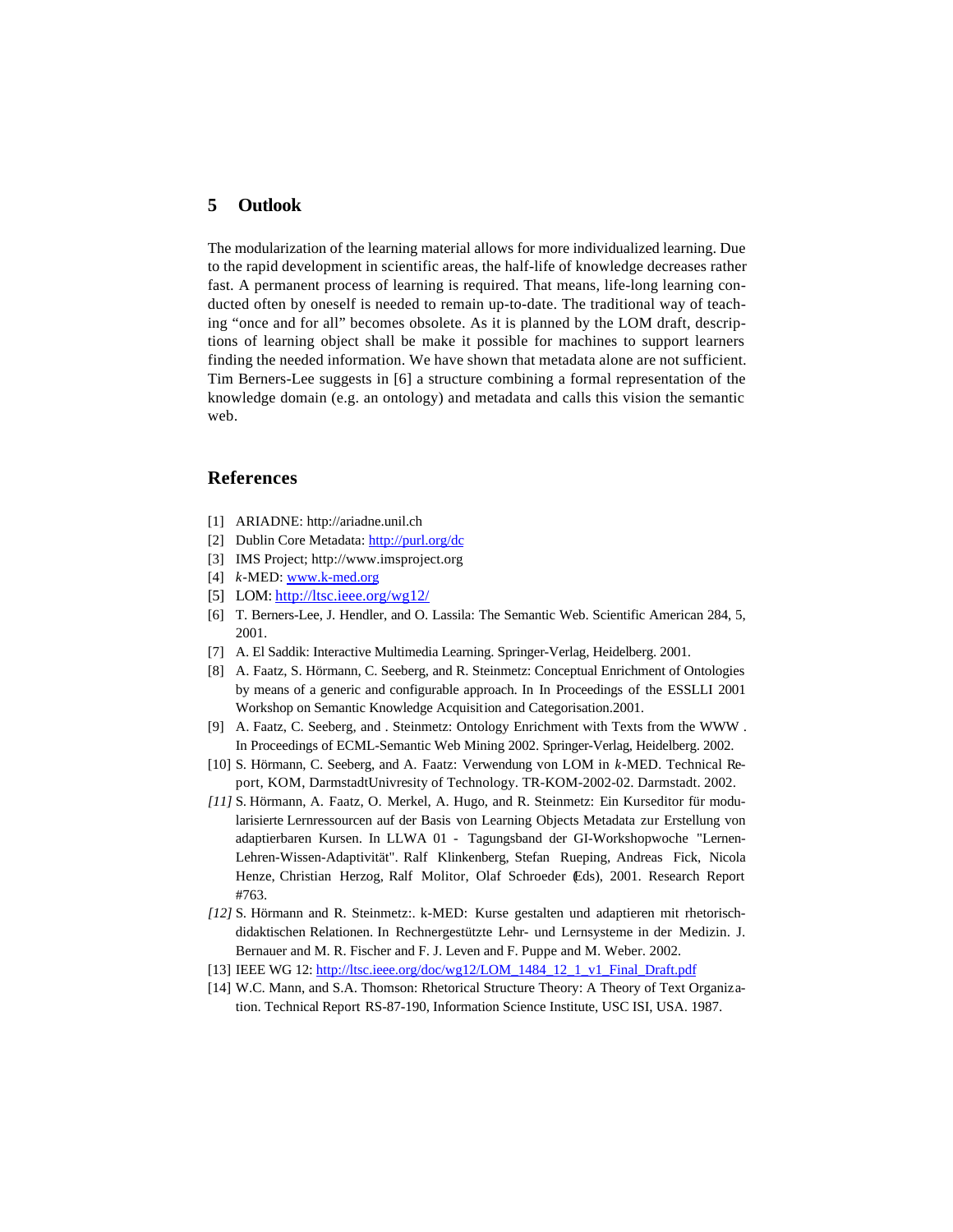## 5 Outlook

The modularization of the learning material allows for more individualized learning. Due to the rapid development in scientific areas, the half-life of knowledge decreases rather fast. A permanent process of learning is required. That means, life-long learning conducted often by oneself is needed to remain up-to-date. The traditional way of teaching "once and for all" becomes obsolete. As it is planned by the LOM draft, descriptions of learning object shall be make it possible for machines to support learners finding the needed information. We have shown that metadata alone are not sufficient. Tim Berners-Lee suggests in [6] a structure combining a formal representation of the knowledge domain (e.g. an ontology) and metadata and calls this vision the semantic web.

## References

[1] ARIADNE: http://ariadne.unil.ch

[2] Dublin Core Metadata: http://purl.org/dc

[3] IMS Project; http://www.imsproject.org

[4] *k*-MED: www.k-med.org

[5] LOM: http://ltsc.ieee.org/wg12/

[6] T. Berners-Lee, J. Hendler, and O. Lassila: The Semantic Web. Scientific American 284, 5, 2001.

[7] A. El Saddik: Interactive Multimedia Learning. Springer-Verlag, Heidelberg. 2001.

[8] A. Faatz, S. Hörmann, C. Seeberg, and R. Steinmetz: Conceptual Enrichment of Ontologies by means of a generic and configurable approach. In In Proceedings of the ESSLLI 2001 Workshop on Semantic Knowledge Acquisition and Categorisation.2001.

[9] A. Faatz, C. Seeberg, and . Steinmetz: Ontology Enrichment with Texts from the WWW . In Proceedings of ECML-Semantic Web Mining 2002. Springer-Verlag, Heidelberg. 2002.

[10] S. Hörmann, C. Seeberg, and A. Faatz: Verwendung von LOM in *k*-MED. Technical Report, KOM, DarmstadtUnivresity of Technology. TR-KOM-2002-02. Darmstadt. 2002.

*[11]* S. Hörmann, A. Faatz, O. Merkel, A. Hugo, and R. Steinmetz: Ein Kurseditor für modularisierte Lernressourcen auf der Basis von Learning Objects Metadata zur Erstellung von adaptierbaren Kursen. In LLWA 01 - Tagungsband der GI-Workshopwoche "Lernen-Lehren-Wissen-Adaptivität". Ralf Klinkenberg, Stefan Rueping, Andreas Fick, Nicola Henze, Christian Herzog, Ralf Molitor, Olaf Schroeder (Eds), 2001. Research Report #763.

*[12]* S. Hörmann and R. Steinmetz:. k-MED: Kurse gestalten und adaptieren mit rhetorisch-didaktischen Relationen. In Rechnergestützte Lehr- und Lernsysteme in der Medizin. J. Bernauer and M. R. Fischer and F. J. Leven and F. Puppe and M. Weber. 2002.

[13] IEEE WG 12: http://ltsc.ieee.org/doc/wg12/LOM_1484_12_1_v1_Final_Draft.pdf

[14] W.C. Mann, and S.A. Thomson: Rhetorical Structure Theory: A Theory of Text Organization. Technical Report RS-87-190, Information Science Institute, USC ISI, USA. 1987.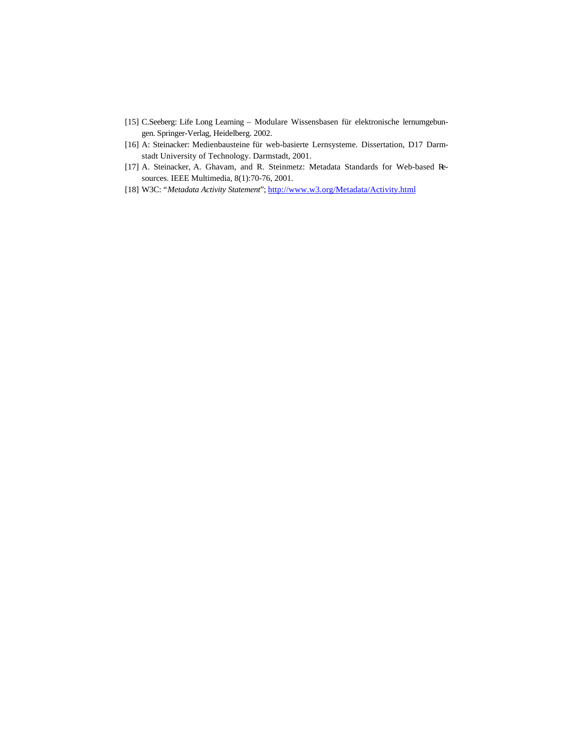[15] C.Seeberg: Life Long Learning – Modulare Wissensbasen für elektronische lernumgebungen. Springer-Verlag, Heidelberg. 2002.

[16] A: Steinacker: Medienbausteine für web-basierte Lernsysteme. Dissertation, D17 Darmstadt University of Technology. Darmstadt, 2001.

[17] A. Steinacker, A. Ghavam, and R. Steinmetz: Metadata Standards for Web-based Resources. IEEE Multimedia, 8(1):70-76, 2001.

[18] W3C: "*Metadata Activity Statement*"; http://www.w3.org/Metadata/Activity.html